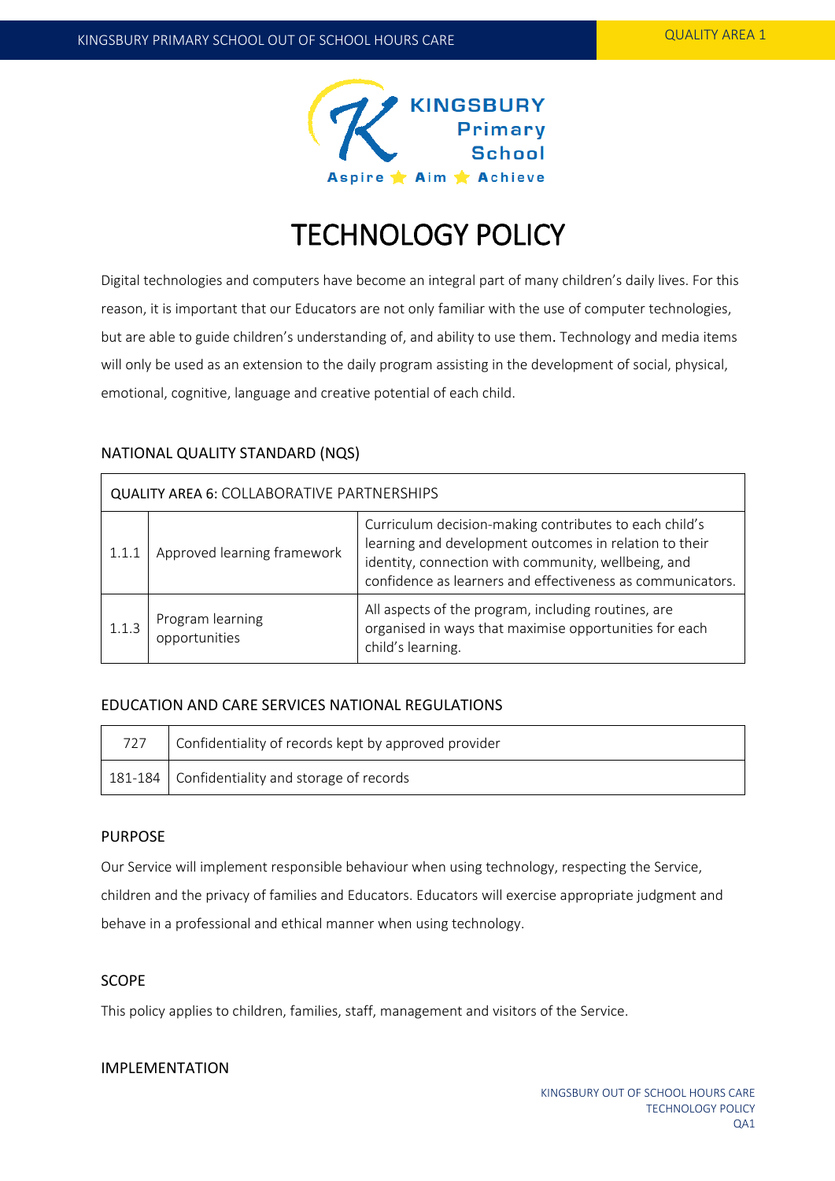# TECHNOLOGY POLICY

Digital technologies and computers have become an integral part of many children's daily lives. For this reason, it is important that our Educators are not only familiar with the use of computer technologies, but are able to guide children's understanding of, and ability to use them. Technology and media items will only be used as an extension to the daily program assisting in the development of social, physical, emotional, cognitive, language and creative potential of each child.

## NATIONAL QUALITY STANDARD (NQS)

| QUALITY AREA 6: COLLABORATIVE PARTNERSHIPS | | |
|---|---|---|
| 1.1.1 | Approved learning framework | Curriculum decision-making contributes to each child's learning and development outcomes in relation to their identity, connection with community, wellbeing, and confidence as learners and effectiveness as communicators. |
| 1.1.3 | Program learning opportunities | All aspects of the program, including routines, are organised in ways that maximise opportunities for each child's learning. |

## EDUCATION AND CARE SERVICES NATIONAL REGULATIONS

| | |
|---|---|
| 727 | Confidentiality of records kept by approved provider |
| 181-184 | Confidentiality and storage of records |

## PURPOSE

Our Service will implement responsible behaviour when using technology, respecting the Service, children and the privacy of families and Educators. Educators will exercise appropriate judgment and behave in a professional and ethical manner when using technology.

## SCOPE

This policy applies to children, families, staff, management and visitors of the Service.

## IMPLEMENTATION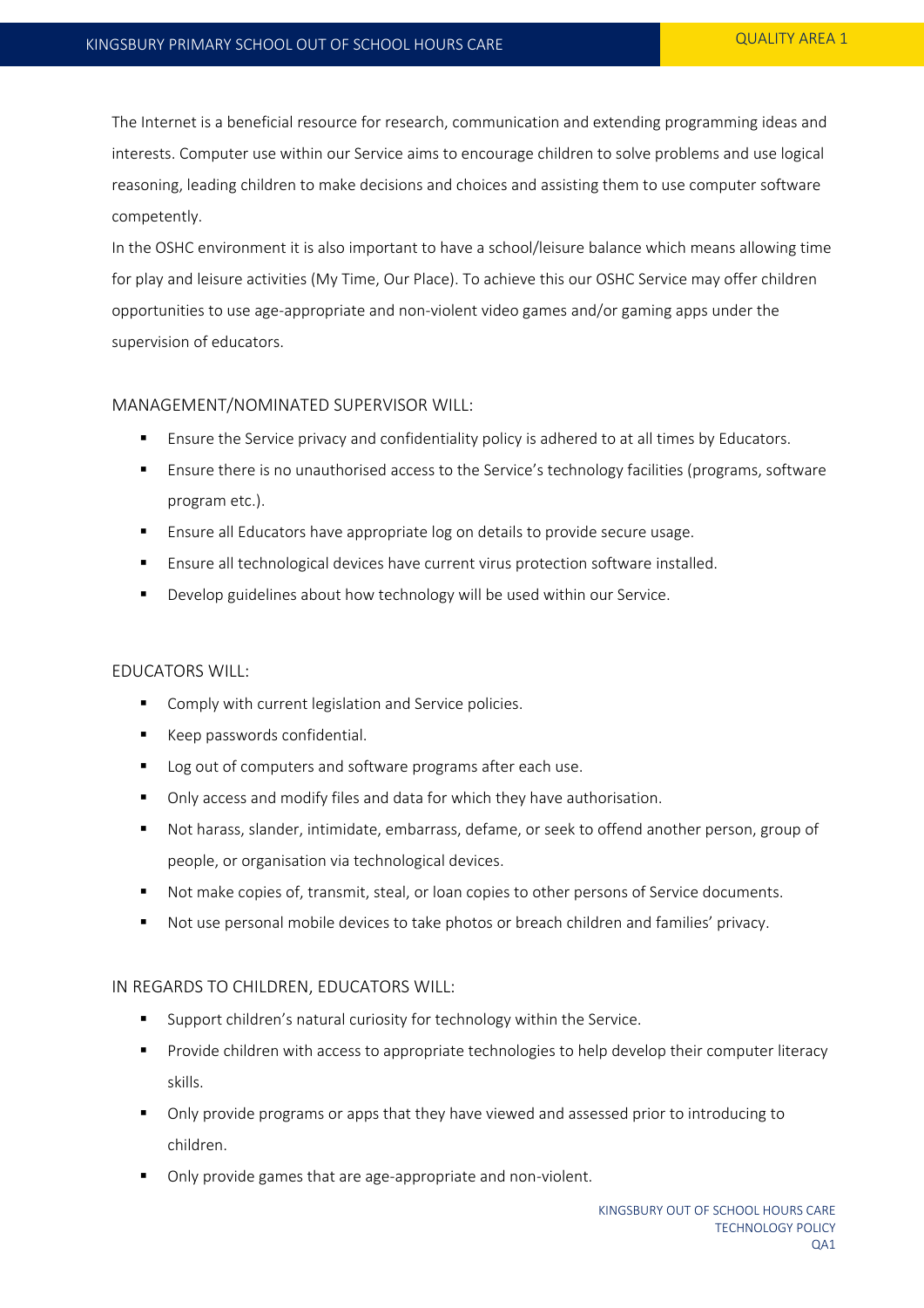The Internet is a beneficial resource for research, communication and extending programming ideas and interests. Computer use within our Service aims to encourage children to solve problems and use logical reasoning, leading children to make decisions and choices and assisting them to use computer software competently.

In the OSHC environment it is also important to have a school/leisure balance which means allowing time for play and leisure activities (My Time, Our Place). To achieve this our OSHC Service may offer children opportunities to use age-appropriate and non-violent video games and/or gaming apps under the supervision of educators.

### MANAGEMENT/NOMINATED SUPERVISOR WILL:

- Ensure the Service privacy and confidentiality policy is adhered to at all times by Educators.
- Ensure there is no unauthorised access to the Service's technology facilities (programs, software program etc.).
- Ensure all Educators have appropriate log on details to provide secure usage.
- Ensure all technological devices have current virus protection software installed.
- Develop guidelines about how technology will be used within our Service.

### EDUCATORS WILL:

- Comply with current legislation and Service policies.
- Keep passwords confidential.
- Log out of computers and software programs after each use.
- Only access and modify files and data for which they have authorisation.
- Not harass, slander, intimidate, embarrass, defame, or seek to offend another person, group of people, or organisation via technological devices.
- Not make copies of, transmit, steal, or loan copies to other persons of Service documents.
- Not use personal mobile devices to take photos or breach children and families' privacy.

### IN REGARDS TO CHILDREN, EDUCATORS WILL:

- Support children's natural curiosity for technology within the Service.
- Provide children with access to appropriate technologies to help develop their computer literacy skills.
- Only provide programs or apps that they have viewed and assessed prior to introducing to children.
- Only provide games that are age-appropriate and non-violent.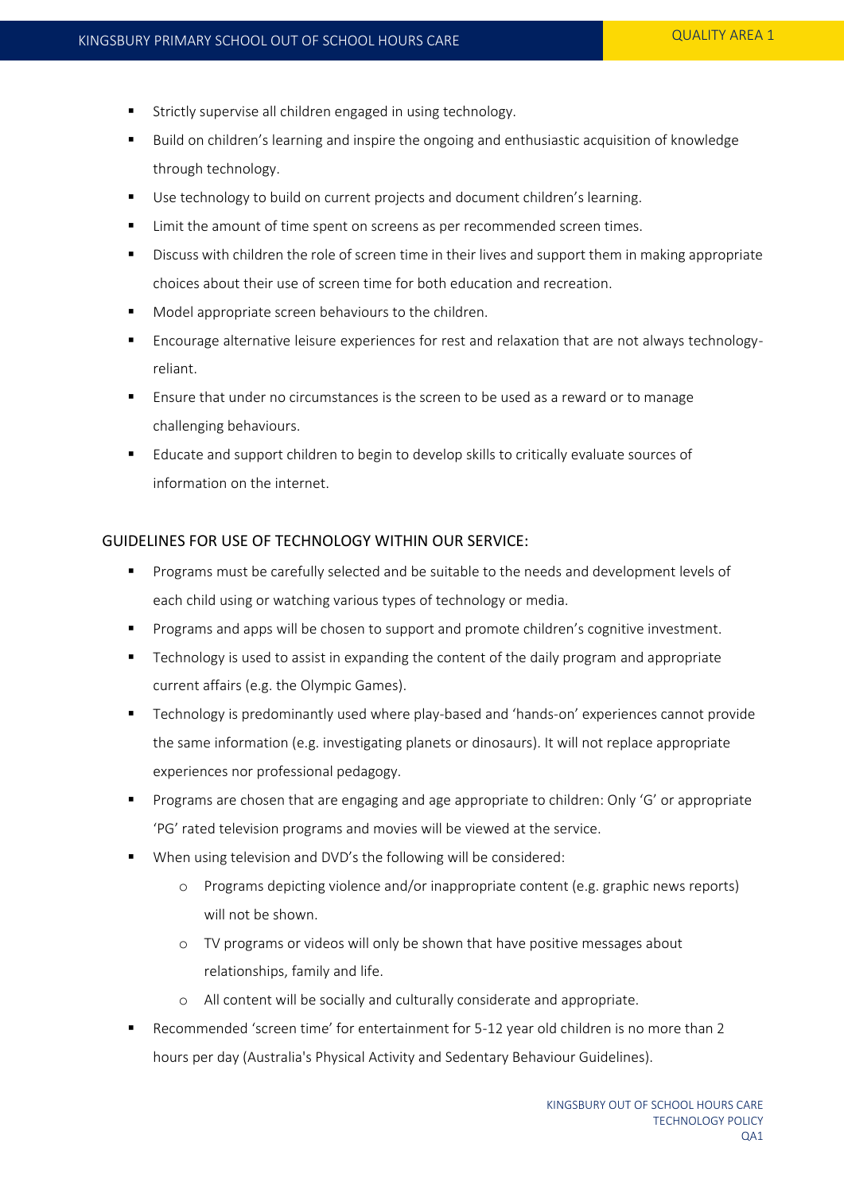- Strictly supervise all children engaged in using technology.
- Build on children's learning and inspire the ongoing and enthusiastic acquisition of knowledge through technology.
- Use technology to build on current projects and document children's learning.
- Limit the amount of time spent on screens as per recommended screen times.
- Discuss with children the role of screen time in their lives and support them in making appropriate choices about their use of screen time for both education and recreation.
- Model appropriate screen behaviours to the children.
- Encourage alternative leisure experiences for rest and relaxation that are not always technology-reliant.
- Ensure that under no circumstances is the screen to be used as a reward or to manage challenging behaviours.
- Educate and support children to begin to develop skills to critically evaluate sources of information on the internet.

## GUIDELINES FOR USE OF TECHNOLOGY WITHIN OUR SERVICE:

- Programs must be carefully selected and be suitable to the needs and development levels of each child using or watching various types of technology or media.
- Programs and apps will be chosen to support and promote children's cognitive investment.
- Technology is used to assist in expanding the content of the daily program and appropriate current affairs (e.g. the Olympic Games).
- Technology is predominantly used where play-based and 'hands-on' experiences cannot provide the same information (e.g. investigating planets or dinosaurs). It will not replace appropriate experiences nor professional pedagogy.
- Programs are chosen that are engaging and age appropriate to children: Only 'G' or appropriate 'PG' rated television programs and movies will be viewed at the service.
- When using television and DVD's the following will be considered:
  - Programs depicting violence and/or inappropriate content (e.g. graphic news reports) will not be shown.
  - TV programs or videos will only be shown that have positive messages about relationships, family and life.
  - All content will be socially and culturally considerate and appropriate.
- Recommended 'screen time' for entertainment for 5-12 year old children is no more than 2 hours per day (Australia's Physical Activity and Sedentary Behaviour Guidelines).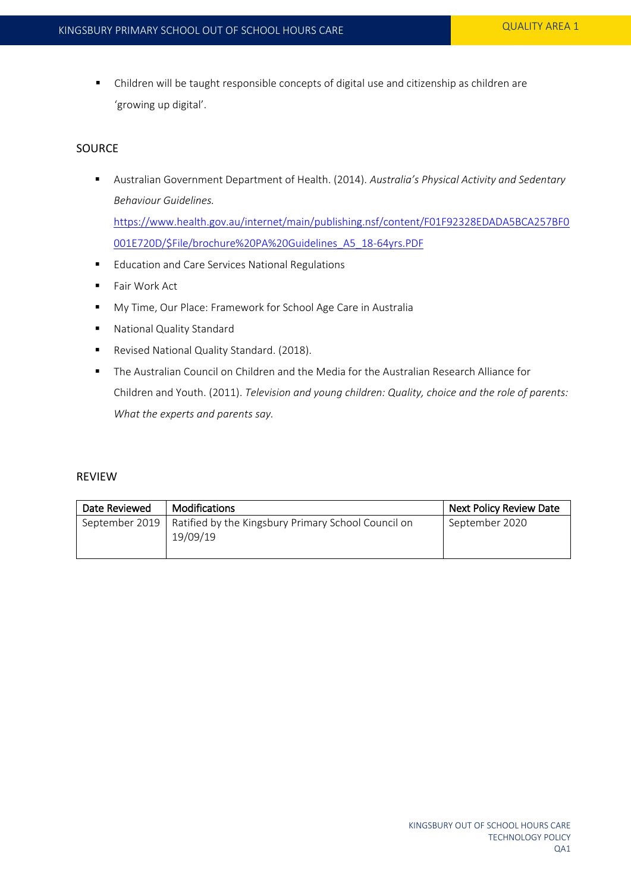- Children will be taught responsible concepts of digital use and citizenship as children are 'growing up digital'.

## SOURCE

- Australian Government Department of Health. (2014). *Australia's Physical Activity and Sedentary Behaviour Guidelines.* https://www.health.gov.au/internet/main/publishing.nsf/content/F01F92328EDADA5BCA257BF0001E720D/$File/brochure%20PA%20Guidelines_A5_18-64yrs.PDF
- Education and Care Services National Regulations
- Fair Work Act
- My Time, Our Place: Framework for School Age Care in Australia
- National Quality Standard
- Revised National Quality Standard. (2018).
- The Australian Council on Children and the Media for the Australian Research Alliance for Children and Youth. (2011). *Television and young children: Quality, choice and the role of parents: What the experts and parents say.*

## REVIEW

| Date Reviewed | Modifications | Next Policy Review Date |
|---|---|---|
| September 2019 | Ratified by the Kingsbury Primary School Council on 19/09/19 | September 2020 |